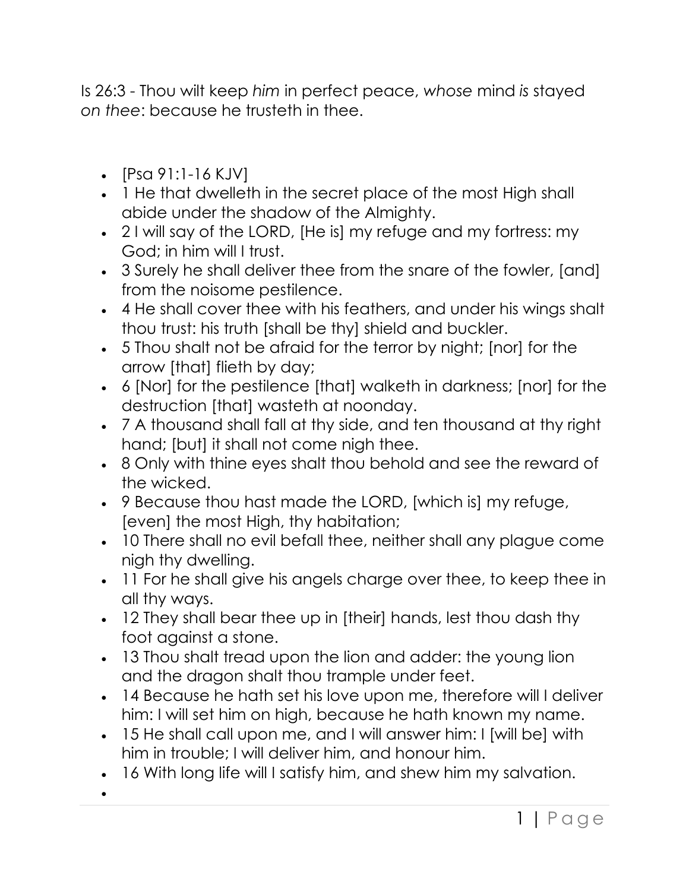Is 26:3 - Thou wilt keep *him* in perfect peace, *whose* mind *is* stayed *on thee*: because he trusteth in thee.

- [Psa 91:1-16 KJV]
- 1 He that dwelleth in the secret place of the most High shall abide under the shadow of the Almighty.
- 2 I will say of the LORD, [He is] my refuge and my fortress: my God; in him will I trust.
- 3 Surely he shall deliver thee from the snare of the fowler, [and] from the noisome pestilence.
- 4 He shall cover thee with his feathers, and under his wings shalt thou trust: his truth [shall be thy] shield and buckler.
- 5 Thou shalt not be afraid for the terror by night; [nor] for the arrow [that] flieth by day;
- 6 [Nor] for the pestilence [that] walketh in darkness; [nor] for the destruction [that] wasteth at noonday.
- 7 A thousand shall fall at thy side, and ten thousand at thy right hand; [but] it shall not come nigh thee.
- 8 Only with thine eyes shalt thou behold and see the reward of the wicked.
- 9 Because thou hast made the LORD, [which is] my refuge, [even] the most High, thy habitation;
- 10 There shall no evil befall thee, neither shall any plague come nigh thy dwelling.
- 11 For he shall give his angels charge over thee, to keep thee in all thy ways.
- 12 They shall bear thee up in [their] hands, lest thou dash thy foot against a stone.
- 13 Thou shalt tread upon the lion and adder: the young lion and the dragon shalt thou trample under feet.
- 14 Because he hath set his love upon me, therefore will I deliver him: I will set him on high, because he hath known my name.
- 15 He shall call upon me, and I will answer him: I [will be] with him in trouble; I will deliver him, and honour him.
- 16 With long life will I satisfy him, and shew him my salvation.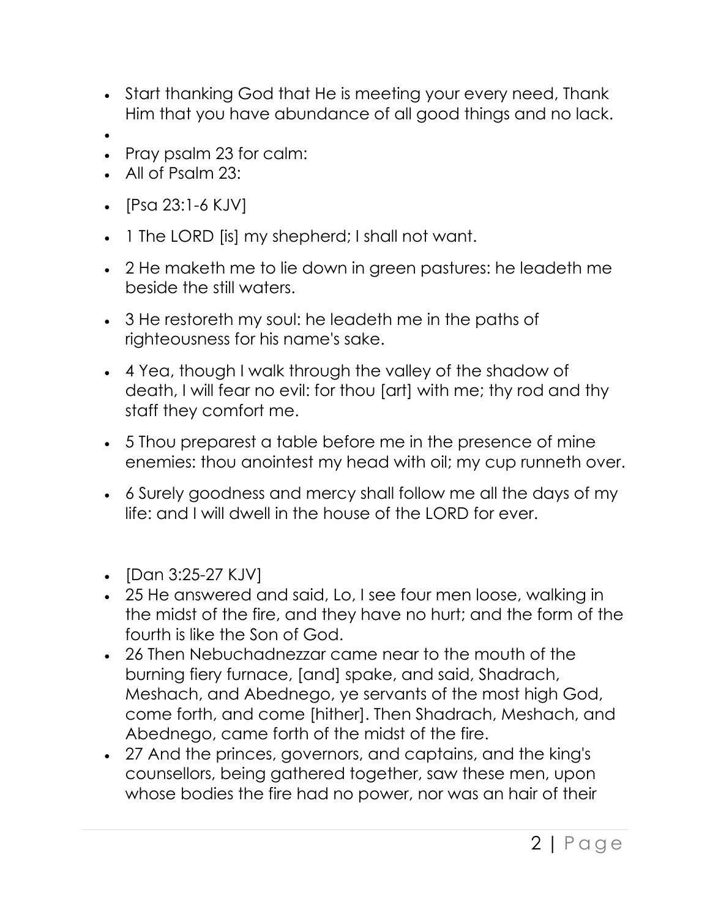- Start thanking God that He is meeting your every need, Thank Him that you have abundance of all good things and no lack.
- 
- Pray psalm 23 for calm:
- All of Psalm 23:
- [Psa 23:1-6 KJV]
- 1 The LORD [is] my shepherd; I shall not want.
- 2 He maketh me to lie down in green pastures: he leadeth me beside the still waters.
- 3 He restoreth my soul: he leadeth me in the paths of righteousness for his name's sake.
- 4 Yea, though I walk through the valley of the shadow of death, I will fear no evil: for thou [art] with me; thy rod and thy staff they comfort me.
- 5 Thou preparest a table before me in the presence of mine enemies: thou anointest my head with oil; my cup runneth over.
- 6 Surely goodness and mercy shall follow me all the days of my life: and I will dwell in the house of the LORD for ever.

- [Dan 3:25-27 KJV]
- 25 He answered and said, Lo, I see four men loose, walking in the midst of the fire, and they have no hurt; and the form of the fourth is like the Son of God.
- 26 Then Nebuchadnezzar came near to the mouth of the burning fiery furnace, [and] spake, and said, Shadrach, Meshach, and Abednego, ye servants of the most high God, come forth, and come [hither]. Then Shadrach, Meshach, and Abednego, came forth of the midst of the fire.
- 27 And the princes, governors, and captains, and the king's counsellors, being gathered together, saw these men, upon whose bodies the fire had no power, nor was an hair of their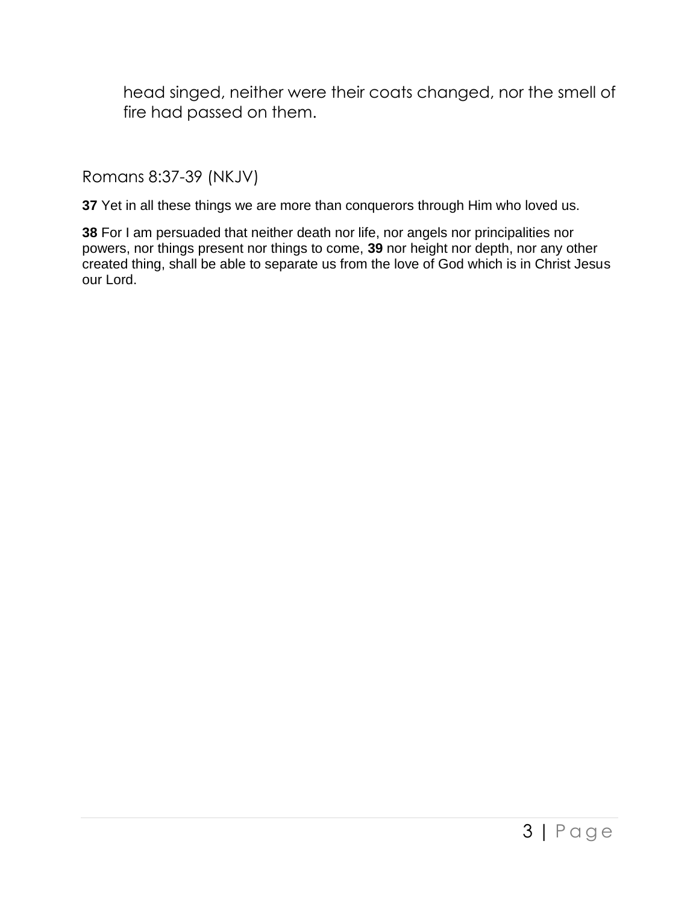head singed, neither were their coats changed, nor the smell of fire had passed on them.

Romans 8:37-39 (NKJV)

**37** Yet in all these things we are more than conquerors through Him who loved us.

**38** For I am persuaded that neither death nor life, nor angels nor principalities nor powers, nor things present nor things to come, **39** nor height nor depth, nor any other created thing, shall be able to separate us from the love of God which is in Christ Jesus our Lord.